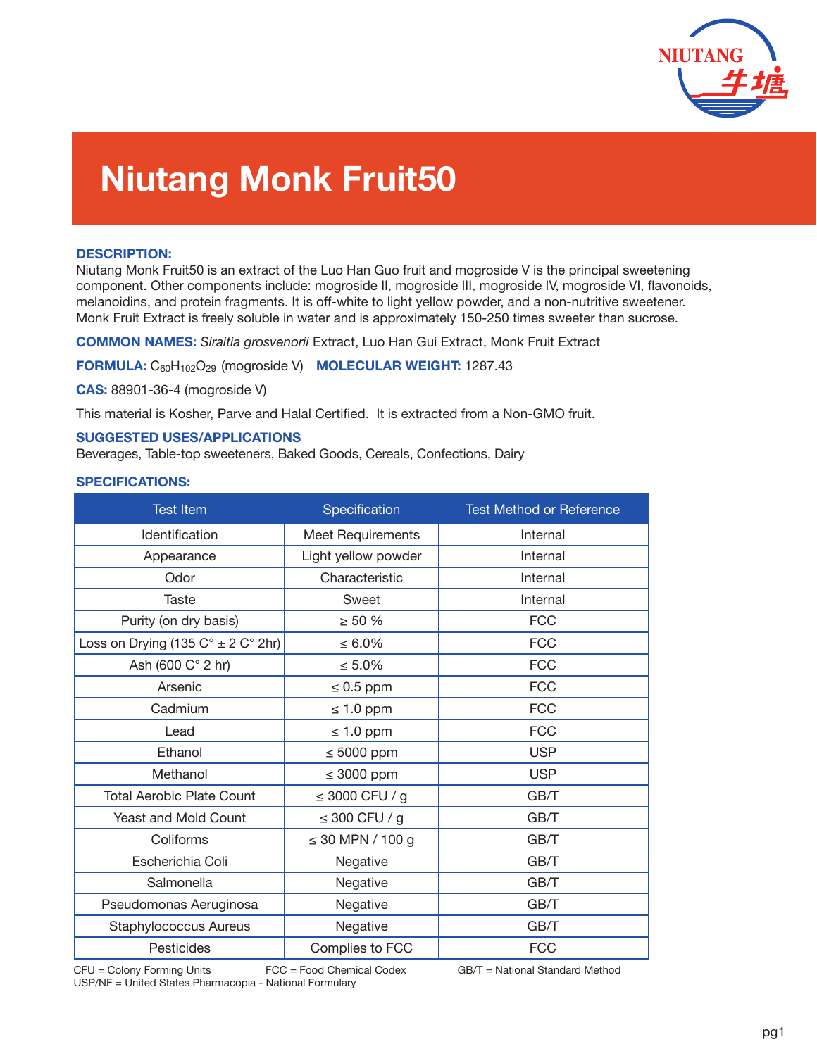# Niutang Monk Fruit50

**DESCRIPTION:**
Niutang Monk Fruit50 is an extract of the Luo Han Guo fruit and mogroside V is the principal sweetening component. Other components include: mogroside II, mogroside III, mogroside IV, mogroside VI, flavonoids, melanoidins, and protein fragments. It is off-white to light yellow powder, and a non-nutritive sweetener. Monk Fruit Extract is freely soluble in water and is approximately 150-250 times sweeter than sucrose.

**COMMON NAMES:** *Siraitia grosvenorii* Extract, Luo Han Gui Extract, Monk Fruit Extract

**FORMULA:** $C_{60}H_{102}O_{29}$ (mogroside V) **MOLECULAR WEIGHT:** 1287.43

**CAS:** 88901-36-4 (mogroside V)

This material is Kosher, Parve and Halal Certified. It is extracted from a Non-GMO fruit.

**SUGGESTED USES/APPLICATIONS**
Beverages, Table-top sweeteners, Baked Goods, Cereals, Confections, Dairy

**SPECIFICATIONS:**

| Test Item | Specification | Test Method or Reference |
|---|---|---|
| Identification | Meet Requirements | Internal |
| Appearance | Light yellow powder | Internal |
| Odor | Characteristic | Internal |
| Taste | Sweet | Internal |
| Purity (on dry basis) | ≥ 50 % | FCC |
| Loss on Drying (135 C° ± 2 C° 2hr) | ≤ 6.0% | FCC |
| Ash (600 C° 2 hr) | ≤ 5.0% | FCC |
| Arsenic | ≤ 0.5 ppm | FCC |
| Cadmium | ≤ 1.0 ppm | FCC |
| Lead | ≤ 1.0 ppm | FCC |
| Ethanol | ≤ 5000 ppm | USP |
| Methanol | ≤ 3000 ppm | USP |
| Total Aerobic Plate Count | ≤ 3000 CFU / g | GB/T |
| Yeast and Mold Count | ≤ 300 CFU / g | GB/T |
| Coliforms | ≤ 30 MPN / 100 g | GB/T |
| Escherichia Coli | Negative | GB/T |
| Salmonella | Negative | GB/T |
| Pseudomonas Aeruginosa | Negative | GB/T |
| Staphylococcus Aureus | Negative | GB/T |
| Pesticides | Complies to FCC | FCC |

CFU = Colony Forming Units FCC = Food Chemical Codex GB/T = National Standard Method
USP/NF = United States Pharmacopia - National Formulary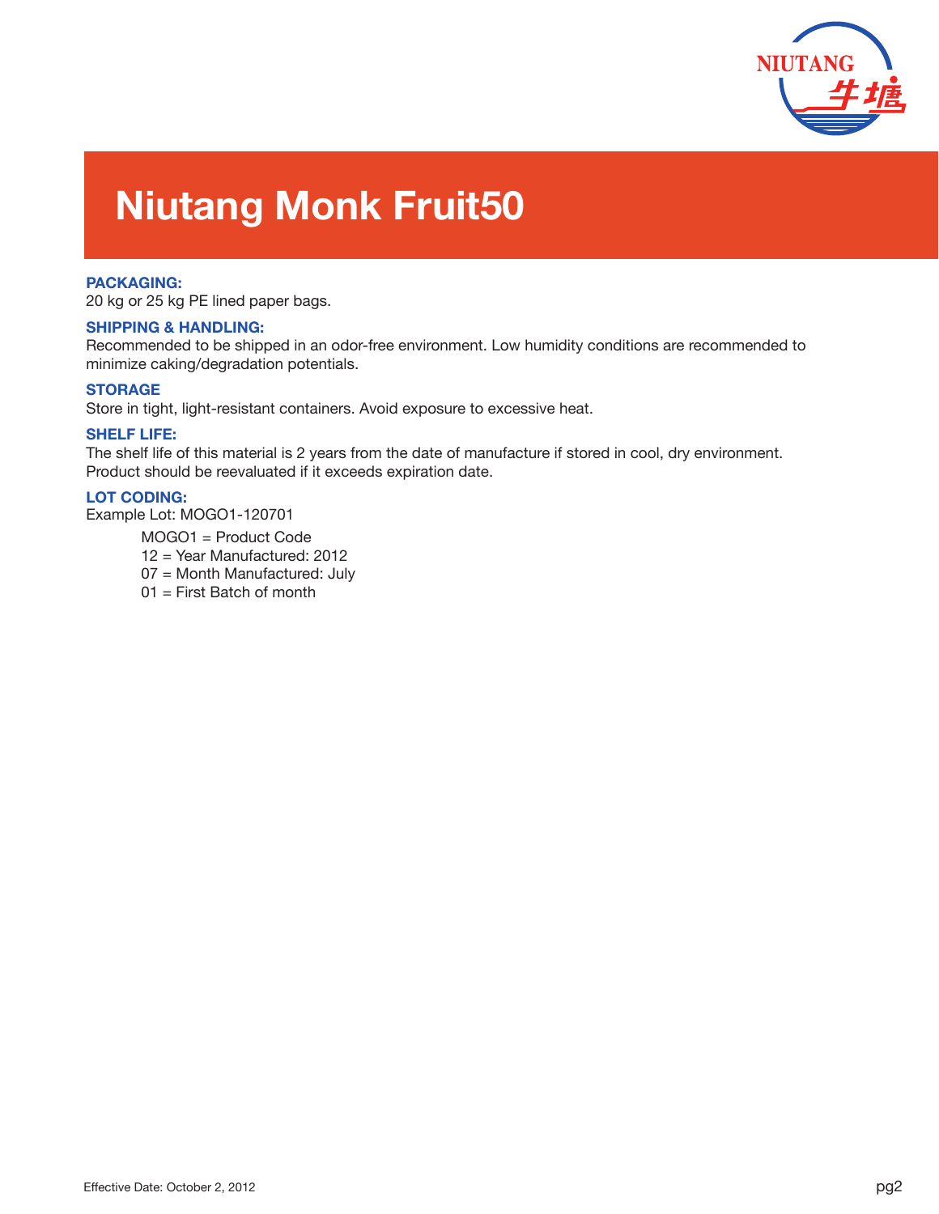# Niutang Monk Fruit50

**PACKAGING:**

20 kg or 25 kg PE lined paper bags.

**SHIPPING & HANDLING:**

Recommended to be shipped in an odor-free environment. Low humidity conditions are recommended to minimize caking/degradation potentials.

**STORAGE**

Store in tight, light-resistant containers. Avoid exposure to excessive heat.

**SHELF LIFE:**

The shelf life of this material is 2 years from the date of manufacture if stored in cool, dry environment. Product should be reevaluated if it exceeds expiration date.

**LOT CODING:**

Example Lot: MOGO1-120701

- MOGO1 = Product Code
- 12 = Year Manufactured: 2012
- 07 = Month Manufactured: July
- 01 = First Batch of month

Effective Date: October 2, 2012